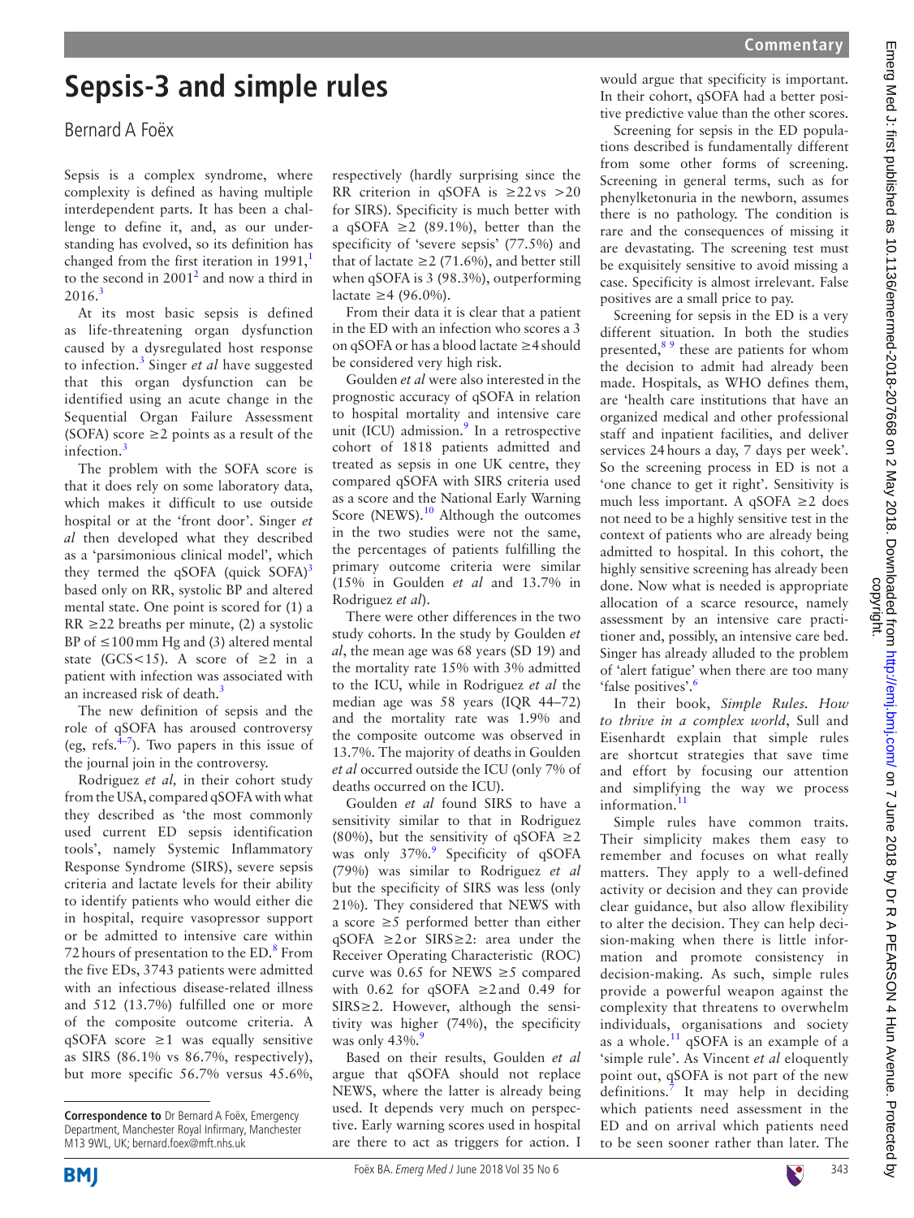# Sepsis-3 and simple rules

Bernard A Foëx

Sepsis is a complex syndrome, where complexity is defined as having multiple interdependent parts. It has been a challenge to define it, and, as our understanding has evolved, so its definition has changed from the first iteration in 1991,[1] to the second in 2001[2] and now a third in 2016.[3]

At its most basic sepsis is defined as life-threatening organ dysfunction caused by a dysregulated host response to infection.[3] Singer *et al* have suggested that this organ dysfunction can be identified using an acute change in the Sequential Organ Failure Assessment (SOFA) score ≥2 points as a result of the infection.[3]

The problem with the SOFA score is that it does rely on some laboratory data, which makes it difficult to use outside hospital or at the 'front door'. Singer *et al* then developed what they described as a 'parsimonious clinical model', which they termed the qSOFA (quick SOFA)[3] based only on RR, systolic BP and altered mental state. One point is scored for (1) a RR ≥22 breaths per minute, (2) a systolic BP of ≤100 mm Hg and (3) altered mental state (GCS<15). A score of ≥2 in a patient with infection was associated with an increased risk of death.[3]

The new definition of sepsis and the role of qSOFA has aroused controversy (eg, refs.[4–7]). Two papers in this issue of the journal join in the controversy.

Rodriguez *et al,* in their cohort study from the USA, compared qSOFA with what they described as 'the most commonly used current ED sepsis identification tools', namely Systemic Inflammatory Response Syndrome (SIRS), severe sepsis criteria and lactate levels for their ability to identify patients who would either die in hospital, require vasopressor support or be admitted to intensive care within 72 hours of presentation to the ED.[8] From the five EDs, 3743 patients were admitted with an infectious disease-related illness and 512 (13.7%) fulfilled one or more of the composite outcome criteria. A qSOFA score ≥1 was equally sensitive as SIRS (86.1% vs 86.7%, respectively), but more specific 56.7% versus 45.6%, respectively (hardly surprising since the RR criterion in qSOFA is ≥22 vs >20 for SIRS). Specificity is much better with a qSOFA ≥2 (89.1%), better than the specificity of 'severe sepsis' (77.5%) and that of lactate ≥2 (71.6%), and better still when qSOFA is 3 (98.3%), outperforming lactate ≥4 (96.0%).

From their data it is clear that a patient in the ED with an infection who scores a 3 on qSOFA or has a blood lactate ≥4 should be considered very high risk.

Goulden *et al* were also interested in the prognostic accuracy of qSOFA in relation to hospital mortality and intensive care unit (ICU) admission.[9] In a retrospective cohort of 1818 patients admitted and treated as sepsis in one UK centre, they compared qSOFA with SIRS criteria used as a score and the National Early Warning Score (NEWS).[10] Although the outcomes in the two studies were not the same, the percentages of patients fulfilling the primary outcome criteria were similar (15% in Goulden *et al* and 13.7% in Rodriguez *et al*).

There were other differences in the two study cohorts. In the study by Goulden *et al*, the mean age was 68 years (SD 19) and the mortality rate 15% with 3% admitted to the ICU, while in Rodriguez *et al* the median age was 58 years (IQR 44–72) and the mortality rate was 1.9% and the composite outcome was observed in 13.7%. The majority of deaths in Goulden *et al* occurred outside the ICU (only 7% of deaths occurred on the ICU).

Goulden *et al* found SIRS to have a sensitivity similar to that in Rodriguez (80%), but the sensitivity of qSOFA ≥2 was only 37%.[9] Specificity of qSOFA (79%) was similar to Rodriguez *et al* but the specificity of SIRS was less (only 21%). They considered that NEWS with a score ≥5 performed better than either qSOFA ≥2 or SIRS≥2: area under the Receiver Operating Characteristic (ROC) curve was 0.65 for NEWS ≥5 compared with 0.62 for qSOFA ≥2 and 0.49 for SIRS≥2. However, although the sensitivity was higher (74%), the specificity was only 43%.[9]

Based on their results, Goulden *et al* argue that qSOFA should not replace NEWS, where the latter is already being used. It depends very much on perspective. Early warning scores used in hospital are there to act as triggers for action. I would argue that specificity is important. In their cohort, qSOFA had a better positive predictive value than the other scores.

Screening for sepsis in the ED populations described is fundamentally different from some other forms of screening. Screening in general terms, such as for phenylketonuria in the newborn, assumes there is no pathology. The condition is rare and the consequences of missing it are devastating. The screening test must be exquisitely sensitive to avoid missing a case. Specificity is almost irrelevant. False positives are a small price to pay.

Screening for sepsis in the ED is a very different situation. In both the studies presented,[8,9] these are patients for whom the decision to admit had already been made. Hospitals, as WHO defines them, are 'health care institutions that have an organized medical and other professional staff and inpatient facilities, and deliver services 24 hours a day, 7 days per week'. So the screening process in ED is not a 'one chance to get it right'. Sensitivity is much less important. A qSOFA ≥2 does not need to be a highly sensitive test in the context of patients who are already being admitted to hospital. In this cohort, the highly sensitive screening has already been done. Now what is needed is appropriate allocation of a scarce resource, namely assessment by an intensive care practitioner and, possibly, an intensive care bed. Singer has already alluded to the problem of 'alert fatigue' when there are too many 'false positives'.[6]

In their book, *Simple Rules. How to thrive in a complex world*, Sull and Eisenhardt explain that simple rules are shortcut strategies that save time and effort by focusing our attention and simplifying the way we process information.[11]

Simple rules have common traits. Their simplicity makes them easy to remember and focuses on what really matters. They apply to a well-defined activity or decision and they can provide clear guidance, but also allow flexibility to alter the decision. They can help decision-making when there is little information and promote consistency in decision-making. As such, simple rules provide a powerful weapon against the complexity that threatens to overwhelm individuals, organisations and society as a whole.[11] qSOFA is an example of a 'simple rule'. As Vincent *et al* eloquently point out, qSOFA is not part of the new definitions.[7] It may help in deciding which patients need assessment in the ED and on arrival which patients need to be seen sooner rather than later. The

**Correspondence to** Dr Bernard A Foëx, Emergency Department, Manchester Royal Infirmary, Manchester M13 9WL, UK; bernard.foex@mft.nhs.uk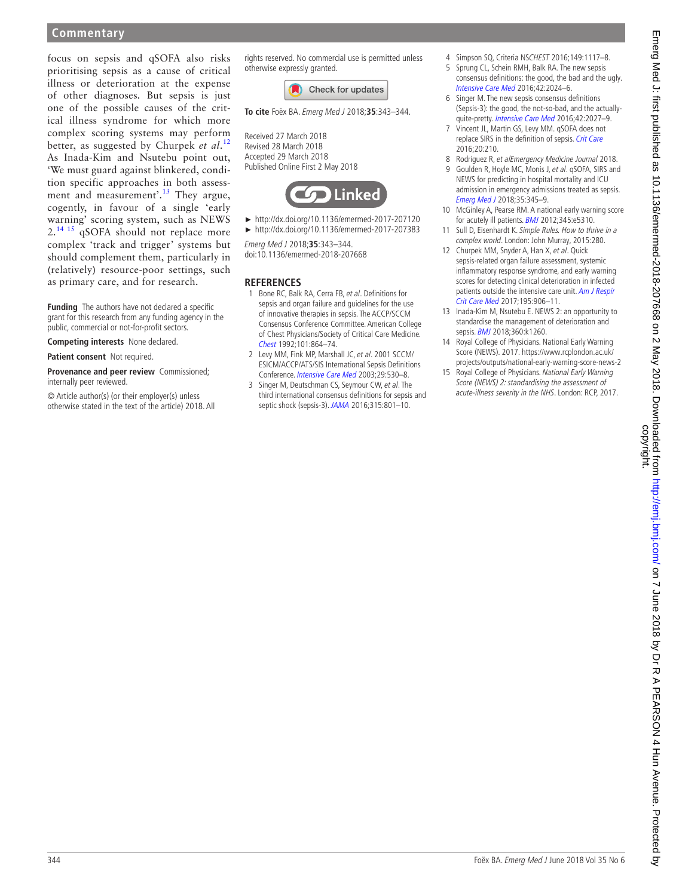focus on sepsis and qSOFA also risks prioritising sepsis as a cause of critical illness or deterioration at the expense of other diagnoses. But sepsis is just one of the possible causes of the critical illness syndrome for which more complex scoring systems may perform better, as suggested by Churpek *et al*.[12] As Inada-Kim and Nsutebu point out, 'We must guard against blinkered, condition specific approaches in both assessment and measurement'.[13] They argue, cogently, in favour of a single 'early warning' scoring system, such as NEWS 2.[14 15] qSOFA should not replace more complex 'track and trigger' systems but should complement them, particularly in (relatively) resource-poor settings, such as primary care, and for research.

**Funding** The authors have not declared a specific grant for this research from any funding agency in the public, commercial or not-for-profit sectors.

**Competing interests** None declared.

**Patient consent** Not required.

**Provenance and peer review** Commissioned; internally peer reviewed.

© Article author(s) (or their employer(s) unless otherwise stated in the text of the article) 2018. All rights reserved. No commercial use is permitted unless otherwise expressly granted.

**To cite** Foëx BA. *Emerg Med J* 2018;**35**:343–344.

Received 27 March 2018
Revised 28 March 2018
Accepted 29 March 2018
Published Online First 2 May 2018

Linked

- http://dx.doi.org/10.1136/emermed-2017-207120
- http://dx.doi.org/10.1136/emermed-2017-207383

*Emerg Med J* 2018;**35**:343–344.
doi:10.1136/emermed-2018-207668

## REFERENCES

1. Bone RC, Balk RA, Cerra FB, *et al*. Definitions for sepsis and organ failure and guidelines for the use of innovative therapies in sepsis. The ACCP/SCCM Consensus Conference Committee. American College of Chest Physicians/Society of Critical Care Medicine. *Chest* 1992;101:864–74.
2. Levy MM, Fink MP, Marshall JC, *et al*. 2001 SCCM/ESICM/ACCP/ATS/SIS International Sepsis Definitions Conference. *Intensive Care Med* 2003;29:530–8.
3. Singer M, Deutschman CS, Seymour CW, *et al*. The third international consensus definitions for sepsis and septic shock (sepsis-3). *JAMA* 2016;315:801–10.
4. Simpson SQ, Criteria NS*CHEST* 2016;149:1117–8.
5. Sprung CL, Schein RMH, Balk RA. The new sepsis consensus definitions: the good, the bad and the ugly. *Intensive Care Med* 2016;42:2024–6.
6. Singer M. The new sepsis consensus definitions (Sepsis-3): the good, the not-so-bad, and the actually-quite-pretty. *Intensive Care Med* 2016;42:2027–9.
7. Vincent JL, Martin GS, Levy MM. qSOFA does not replace SIRS in the definition of sepsis. *Crit Care* 2016;20:210.
8. Rodriguez R, *et alEmergency Medicine Journal* 2018.
9. Goulden R, Hoyle MC, Monis J, *et al*. qSOFA, SIRS and NEWS for predicting in hospital mortality and ICU admission in emergency admissions treated as sepsis. *Emerg Med J* 2018;35:345–9.
10. McGinley A, Pearse RM. A national early warning score for acutely ill patients. *BMJ* 2012;345:e5310.
11. Sull D, Eisenhardt K. *Simple Rules. How to thrive in a complex world*. London: John Murray, 2015:280.
12. Churpek MM, Snyder A, Han X, *et al*. Quick sepsis-related organ failure assessment, systemic inflammatory response syndrome, and early warning scores for detecting clinical deterioration in infected patients outside the intensive care unit. *Am J Respir Crit Care Med* 2017;195:906–11.
13. Inada-Kim M, Nsutebu E. NEWS 2: an opportunity to standardise the management of deterioration and sepsis. *BMJ* 2018;360:k1260.
14. Royal College of Physicians. National Early Warning Score (NEWS). 2017. https://www.rcplondon.ac.uk/projects/outputs/national-early-warning-score-news-2
15. Royal College of Physicians. *National Early Warning Score (NEWS) 2: standardising the assessment of acute-illness severity in the NHS*. London: RCP, 2017.